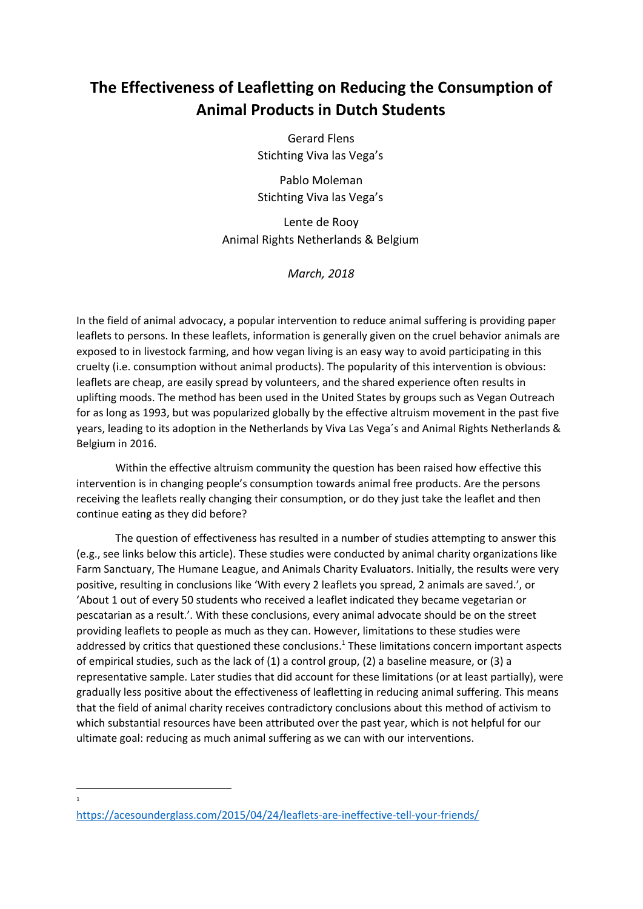# The Effectiveness of Leafletting on Reducing the Consumption of Animal Products in Dutch Students

Gerard Flens
Stichting Viva las Vega's

Pablo Moleman
Stichting Viva las Vega's

Lente de Rooy
Animal Rights Netherlands & Belgium

*March, 2018*

In the field of animal advocacy, a popular intervention to reduce animal suffering is providing paper leaflets to persons. In these leaflets, information is generally given on the cruel behavior animals are exposed to in livestock farming, and how vegan living is an easy way to avoid participating in this cruelty (i.e. consumption without animal products). The popularity of this intervention is obvious: leaflets are cheap, are easily spread by volunteers, and the shared experience often results in uplifting moods. The method has been used in the United States by groups such as Vegan Outreach for as long as 1993, but was popularized globally by the effective altruism movement in the past five years, leading to its adoption in the Netherlands by Viva Las Vega´s and Animal Rights Netherlands & Belgium in 2016.

Within the effective altruism community the question has been raised how effective this intervention is in changing people's consumption towards animal free products. Are the persons receiving the leaflets really changing their consumption, or do they just take the leaflet and then continue eating as they did before?

The question of effectiveness has resulted in a number of studies attempting to answer this (e.g., see links below this article). These studies were conducted by animal charity organizations like Farm Sanctuary, The Humane League, and Animals Charity Evaluators. Initially, the results were very positive, resulting in conclusions like 'With every 2 leaflets you spread, 2 animals are saved.', or 'About 1 out of every 50 students who received a leaflet indicated they became vegetarian or pescatarian as a result.'. With these conclusions, every animal advocate should be on the street providing leaflets to people as much as they can. However, limitations to these studies were addressed by critics that questioned these conclusions.[1] These limitations concern important aspects of empirical studies, such as the lack of (1) a control group, (2) a baseline measure, or (3) a representative sample. Later studies that did account for these limitations (or at least partially), were gradually less positive about the effectiveness of leafletting in reducing animal suffering. This means that the field of animal charity receives contradictory conclusions about this method of activism to which substantial resources have been attributed over the past year, which is not helpful for our ultimate goal: reducing as much animal suffering as we can with our interventions.

---

[1] https://acesounderglass.com/2015/04/24/leaflets-are-ineffective-tell-your-friends/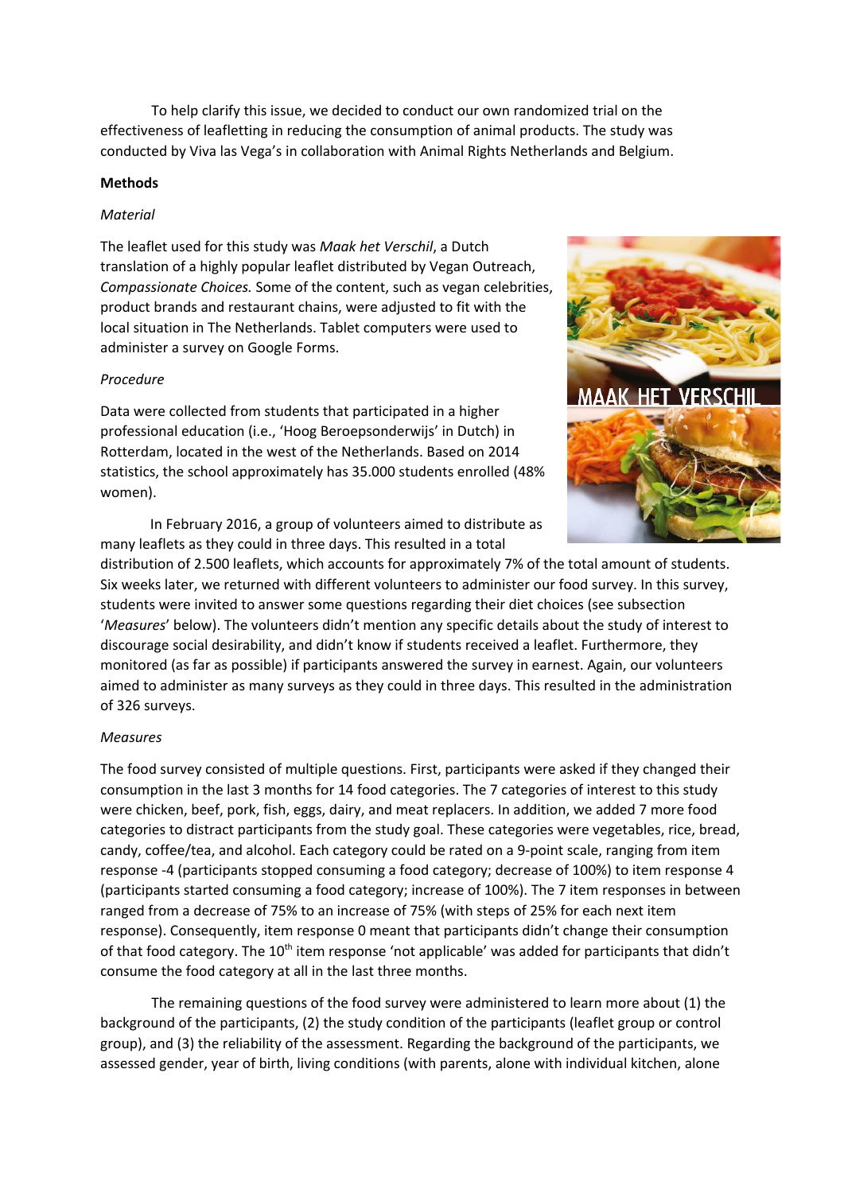To help clarify this issue, we decided to conduct our own randomized trial on the effectiveness of leafletting in reducing the consumption of animal products. The study was conducted by Viva las Vega's in collaboration with Animal Rights Netherlands and Belgium.

**Methods**

*Material*

The leaflet used for this study was *Maak het Verschil*, a Dutch translation of a highly popular leaflet distributed by Vegan Outreach, *Compassionate Choices.* Some of the content, such as vegan celebrities, product brands and restaurant chains, were adjusted to fit with the local situation in The Netherlands. Tablet computers were used to administer a survey on Google Forms.

*Procedure*

Data were collected from students that participated in a higher professional education (i.e., 'Hoog Beroepsonderwijs' in Dutch) in Rotterdam, located in the west of the Netherlands. Based on 2014 statistics, the school approximately has 35.000 students enrolled (48% women).

In February 2016, a group of volunteers aimed to distribute as many leaflets as they could in three days. This resulted in a total distribution of 2.500 leaflets, which accounts for approximately 7% of the total amount of students. Six weeks later, we returned with different volunteers to administer our food survey. In this survey, students were invited to answer some questions regarding their diet choices (see subsection '*Measures*' below). The volunteers didn't mention any specific details about the study of interest to discourage social desirability, and didn't know if students received a leaflet. Furthermore, they monitored (as far as possible) if participants answered the survey in earnest. Again, our volunteers aimed to administer as many surveys as they could in three days. This resulted in the administration of 326 surveys.

*Measures*

The food survey consisted of multiple questions. First, participants were asked if they changed their consumption in the last 3 months for 14 food categories. The 7 categories of interest to this study were chicken, beef, pork, fish, eggs, dairy, and meat replacers. In addition, we added 7 more food categories to distract participants from the study goal. These categories were vegetables, rice, bread, candy, coffee/tea, and alcohol. Each category could be rated on a 9-point scale, ranging from item response -4 (participants stopped consuming a food category; decrease of 100%) to item response 4 (participants started consuming a food category; increase of 100%). The 7 item responses in between ranged from a decrease of 75% to an increase of 75% (with steps of 25% for each next item response). Consequently, item response 0 meant that participants didn't change their consumption of that food category. The 10th item response 'not applicable' was added for participants that didn't consume the food category at all in the last three months.

The remaining questions of the food survey were administered to learn more about (1) the background of the participants, (2) the study condition of the participants (leaflet group or control group), and (3) the reliability of the assessment. Regarding the background of the participants, we assessed gender, year of birth, living conditions (with parents, alone with individual kitchen, alone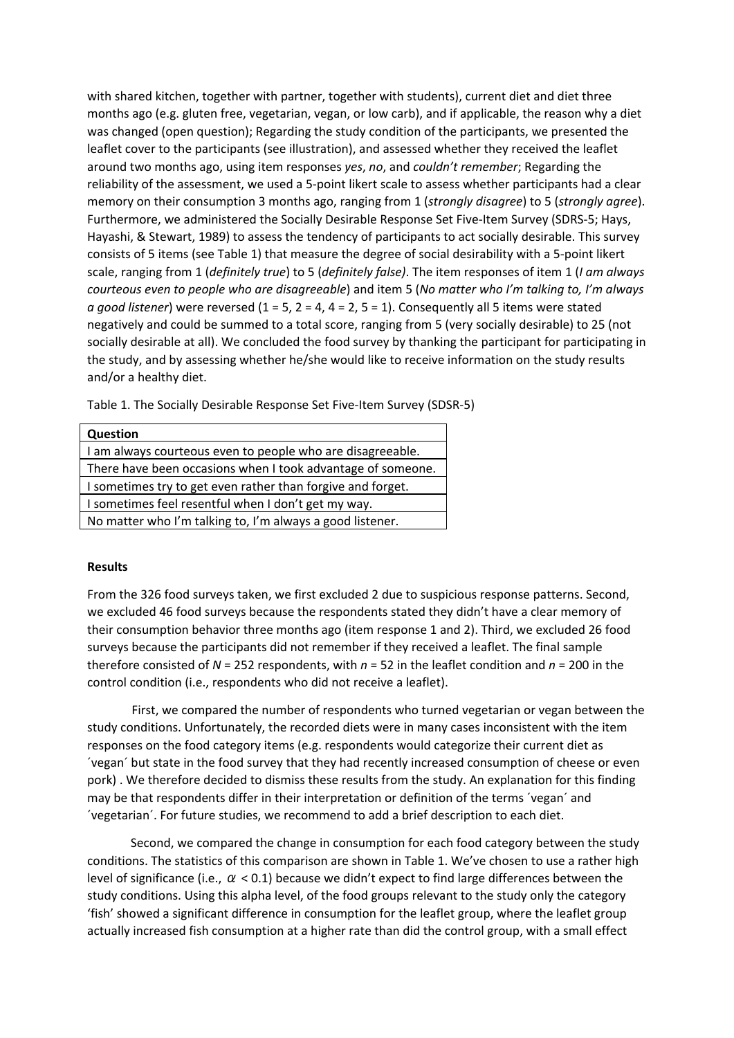with shared kitchen, together with partner, together with students), current diet and diet three months ago (e.g. gluten free, vegetarian, vegan, or low carb), and if applicable, the reason why a diet was changed (open question); Regarding the study condition of the participants, we presented the leaflet cover to the participants (see illustration), and assessed whether they received the leaflet around two months ago, using item responses *yes*, *no*, and *couldn't remember*; Regarding the reliability of the assessment, we used a 5-point likert scale to assess whether participants had a clear memory on their consumption 3 months ago, ranging from 1 (*strongly disagree*) to 5 (*strongly agree*). Furthermore, we administered the Socially Desirable Response Set Five-Item Survey (SDRS-5; Hays, Hayashi, & Stewart, 1989) to assess the tendency of participants to act socially desirable. This survey consists of 5 items (see Table 1) that measure the degree of social desirability with a 5-point likert scale, ranging from 1 (*definitely true*) to 5 (*definitely false)*. The item responses of item 1 (*I am always courteous even to people who are disagreeable*) and item 5 (*No matter who I'm talking to, I'm always a good listener*) were reversed (1 = 5, 2 = 4, 4 = 2, 5 = 1). Consequently all 5 items were stated negatively and could be summed to a total score, ranging from 5 (very socially desirable) to 25 (not socially desirable at all). We concluded the food survey by thanking the participant for participating in the study, and by assessing whether he/she would like to receive information on the study results and/or a healthy diet.

Table 1. The Socially Desirable Response Set Five-Item Survey (SDSR-5)

| **Question** |
|---|
| I am always courteous even to people who are disagreeable. |
| There have been occasions when I took advantage of someone. |
| I sometimes try to get even rather than forgive and forget. |
| I sometimes feel resentful when I don't get my way. |
| No matter who I'm talking to, I'm always a good listener. |

**Results**

From the 326 food surveys taken, we first excluded 2 due to suspicious response patterns. Second, we excluded 46 food surveys because the respondents stated they didn't have a clear memory of their consumption behavior three months ago (item response 1 and 2). Third, we excluded 26 food surveys because the participants did not remember if they received a leaflet. The final sample therefore consisted of $N$ = 252 respondents, with $n$ = 52 in the leaflet condition and $n$ = 200 in the control condition (i.e., respondents who did not receive a leaflet).

First, we compared the number of respondents who turned vegetarian or vegan between the study conditions. Unfortunately, the recorded diets were in many cases inconsistent with the item responses on the food category items (e.g. respondents would categorize their current diet as ´vegan´ but state in the food survey that they had recently increased consumption of cheese or even pork) . We therefore decided to dismiss these results from the study. An explanation for this finding may be that respondents differ in their interpretation or definition of the terms ´vegan´ and ´vegetarian´. For future studies, we recommend to add a brief description to each diet.

Second, we compared the change in consumption for each food category between the study conditions. The statistics of this comparison are shown in Table 1. We've chosen to use a rather high level of significance (i.e., $\alpha$ < 0.1) because we didn't expect to find large differences between the study conditions. Using this alpha level, of the food groups relevant to the study only the category 'fish' showed a significant difference in consumption for the leaflet group, where the leaflet group actually increased fish consumption at a higher rate than did the control group, with a small effect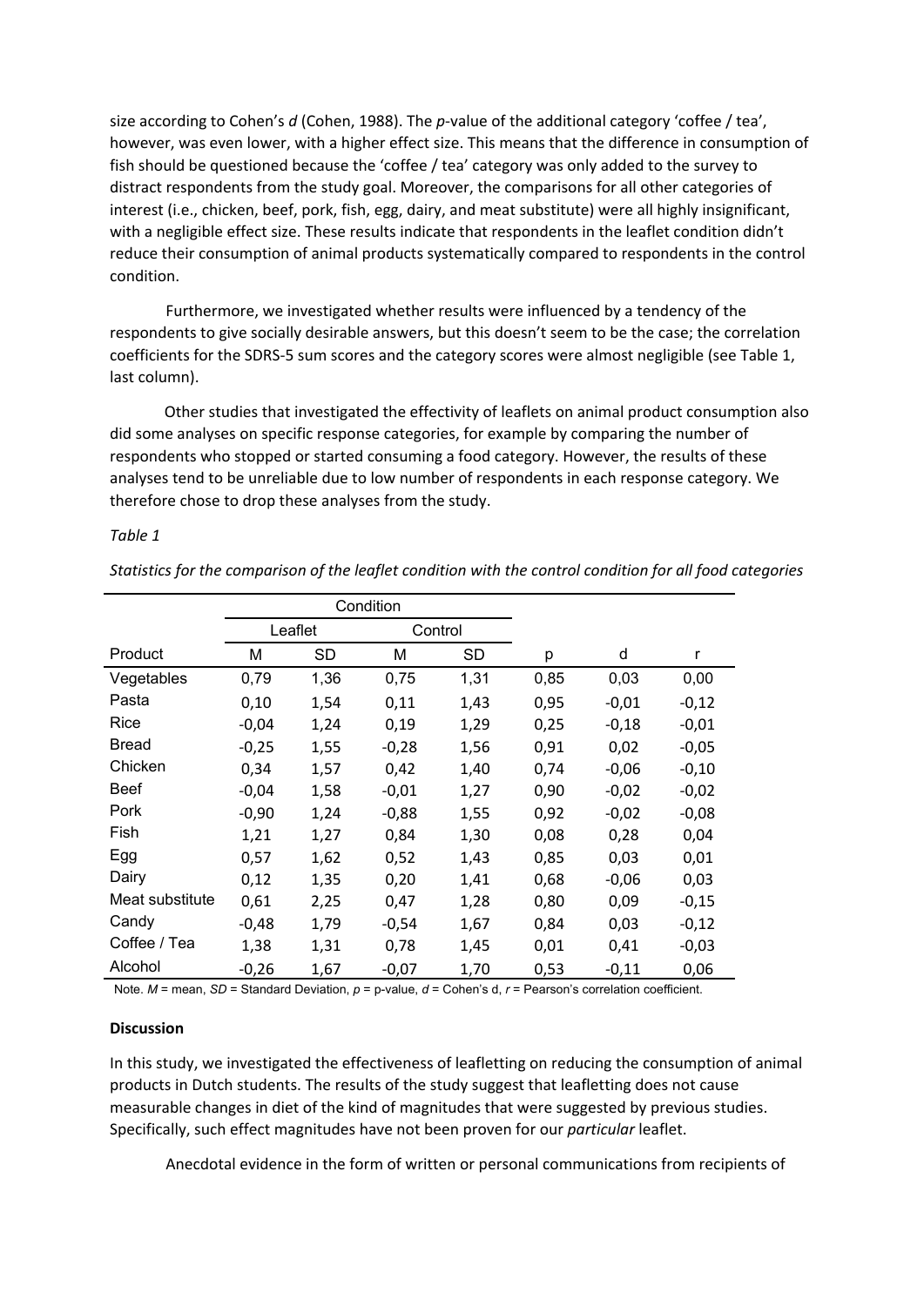size according to Cohen's *d* (Cohen, 1988). The *p*-value of the additional category 'coffee / tea', however, was even lower, with a higher effect size. This means that the difference in consumption of fish should be questioned because the 'coffee / tea' category was only added to the survey to distract respondents from the study goal. Moreover, the comparisons for all other categories of interest (i.e., chicken, beef, pork, fish, egg, dairy, and meat substitute) were all highly insignificant, with a negligible effect size. These results indicate that respondents in the leaflet condition didn't reduce their consumption of animal products systematically compared to respondents in the control condition.

Furthermore, we investigated whether results were influenced by a tendency of the respondents to give socially desirable answers, but this doesn't seem to be the case; the correlation coefficients for the SDRS-5 sum scores and the category scores were almost negligible (see Table 1, last column).

Other studies that investigated the effectivity of leaflets on animal product consumption also did some analyses on specific response categories, for example by comparing the number of respondents who stopped or started consuming a food category. However, the results of these analyses tend to be unreliable due to low number of respondents in each response category. We therefore chose to drop these analyses from the study.

*Table 1*

*Statistics for the comparison of the leaflet condition with the control condition for all food categories*

| | Condition | | | | | | |
|---|---|---|---|---|---|---|---|
| | Leaflet | | Control | | | | |
| Product | M | SD | M | SD | p | d | r |
| Vegetables | 0,79 | 1,36 | 0,75 | 1,31 | 0,85 | 0,03 | 0,00 |
| Pasta | 0,10 | 1,54 | 0,11 | 1,43 | 0,95 | -0,01 | -0,12 |
| Rice | -0,04 | 1,24 | 0,19 | 1,29 | 0,25 | -0,18 | -0,01 |
| Bread | -0,25 | 1,55 | -0,28 | 1,56 | 0,91 | 0,02 | -0,05 |
| Chicken | 0,34 | 1,57 | 0,42 | 1,40 | 0,74 | -0,06 | -0,10 |
| Beef | -0,04 | 1,58 | -0,01 | 1,27 | 0,90 | -0,02 | -0,02 |
| Pork | -0,90 | 1,24 | -0,88 | 1,55 | 0,92 | -0,02 | -0,08 |
| Fish | 1,21 | 1,27 | 0,84 | 1,30 | 0,08 | 0,28 | 0,04 |
| Egg | 0,57 | 1,62 | 0,52 | 1,43 | 0,85 | 0,03 | 0,01 |
| Dairy | 0,12 | 1,35 | 0,20 | 1,41 | 0,68 | -0,06 | 0,03 |
| Meat substitute | 0,61 | 2,25 | 0,47 | 1,28 | 0,80 | 0,09 | -0,15 |
| Candy | -0,48 | 1,79 | -0,54 | 1,67 | 0,84 | 0,03 | -0,12 |
| Coffee / Tea | 1,38 | 1,31 | 0,78 | 1,45 | 0,01 | 0,41 | -0,03 |
| Alcohol | -0,26 | 1,67 | -0,07 | 1,70 | 0,53 | -0,11 | 0,06 |

Note. *M* = mean, *SD* = Standard Deviation, *p* = p-value, *d* = Cohen's d, *r* = Pearson's correlation coefficient.

**Discussion**

In this study, we investigated the effectiveness of leafletting on reducing the consumption of animal products in Dutch students. The results of the study suggest that leafletting does not cause measurable changes in diet of the kind of magnitudes that were suggested by previous studies. Specifically, such effect magnitudes have not been proven for our *particular* leaflet.

Anecdotal evidence in the form of written or personal communications from recipients of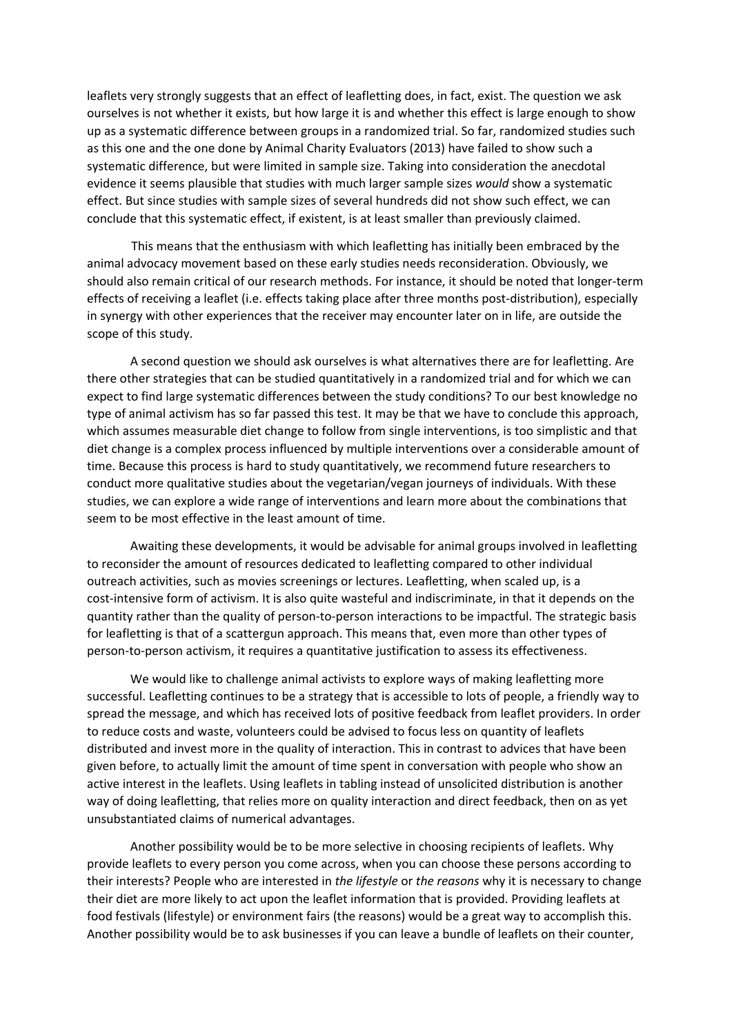leaflets very strongly suggests that an effect of leafletting does, in fact, exist. The question we ask ourselves is not whether it exists, but how large it is and whether this effect is large enough to show up as a systematic difference between groups in a randomized trial. So far, randomized studies such as this one and the one done by Animal Charity Evaluators (2013) have failed to show such a systematic difference, but were limited in sample size. Taking into consideration the anecdotal evidence it seems plausible that studies with much larger sample sizes *would* show a systematic effect. But since studies with sample sizes of several hundreds did not show such effect, we can conclude that this systematic effect, if existent, is at least smaller than previously claimed.

This means that the enthusiasm with which leafletting has initially been embraced by the animal advocacy movement based on these early studies needs reconsideration. Obviously, we should also remain critical of our research methods. For instance, it should be noted that longer-term effects of receiving a leaflet (i.e. effects taking place after three months post-distribution), especially in synergy with other experiences that the receiver may encounter later on in life, are outside the scope of this study.

A second question we should ask ourselves is what alternatives there are for leafletting. Are there other strategies that can be studied quantitatively in a randomized trial and for which we can expect to find large systematic differences between the study conditions? To our best knowledge no type of animal activism has so far passed this test. It may be that we have to conclude this approach, which assumes measurable diet change to follow from single interventions, is too simplistic and that diet change is a complex process influenced by multiple interventions over a considerable amount of time. Because this process is hard to study quantitatively, we recommend future researchers to conduct more qualitative studies about the vegetarian/vegan journeys of individuals. With these studies, we can explore a wide range of interventions and learn more about the combinations that seem to be most effective in the least amount of time.

Awaiting these developments, it would be advisable for animal groups involved in leafletting to reconsider the amount of resources dedicated to leafletting compared to other individual outreach activities, such as movies screenings or lectures. Leafletting, when scaled up, is a cost-intensive form of activism. It is also quite wasteful and indiscriminate, in that it depends on the quantity rather than the quality of person-to-person interactions to be impactful. The strategic basis for leafletting is that of a scattergun approach. This means that, even more than other types of person-to-person activism, it requires a quantitative justification to assess its effectiveness.

We would like to challenge animal activists to explore ways of making leafletting more successful. Leafletting continues to be a strategy that is accessible to lots of people, a friendly way to spread the message, and which has received lots of positive feedback from leaflet providers. In order to reduce costs and waste, volunteers could be advised to focus less on quantity of leaflets distributed and invest more in the quality of interaction. This in contrast to advices that have been given before, to actually limit the amount of time spent in conversation with people who show an active interest in the leaflets. Using leaflets in tabling instead of unsolicited distribution is another way of doing leafletting, that relies more on quality interaction and direct feedback, then on as yet unsubstantiated claims of numerical advantages.

Another possibility would be to be more selective in choosing recipients of leaflets. Why provide leaflets to every person you come across, when you can choose these persons according to their interests? People who are interested in *the lifestyle* or *the reasons* why it is necessary to change their diet are more likely to act upon the leaflet information that is provided. Providing leaflets at food festivals (lifestyle) or environment fairs (the reasons) would be a great way to accomplish this. Another possibility would be to ask businesses if you can leave a bundle of leaflets on their counter,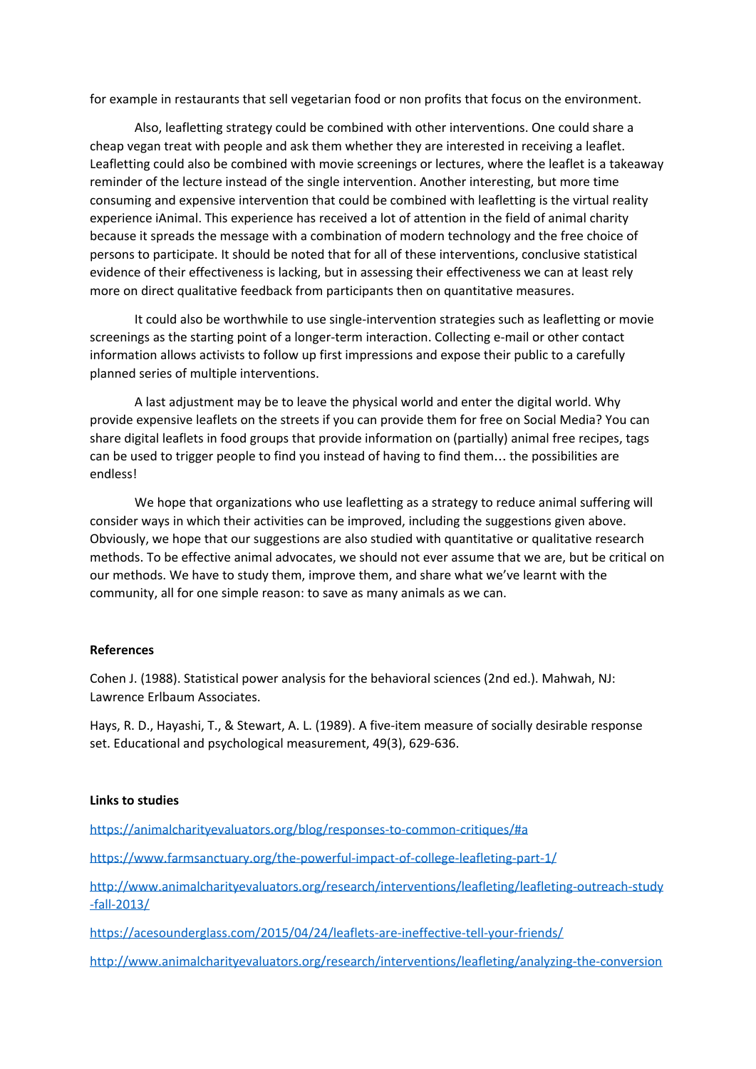for example in restaurants that sell vegetarian food or non profits that focus on the environment.

Also, leafletting strategy could be combined with other interventions. One could share a cheap vegan treat with people and ask them whether they are interested in receiving a leaflet. Leafletting could also be combined with movie screenings or lectures, where the leaflet is a takeaway reminder of the lecture instead of the single intervention. Another interesting, but more time consuming and expensive intervention that could be combined with leafletting is the virtual reality experience iAnimal. This experience has received a lot of attention in the field of animal charity because it spreads the message with a combination of modern technology and the free choice of persons to participate. It should be noted that for all of these interventions, conclusive statistical evidence of their effectiveness is lacking, but in assessing their effectiveness we can at least rely more on direct qualitative feedback from participants then on quantitative measures.

It could also be worthwhile to use single-intervention strategies such as leafletting or movie screenings as the starting point of a longer-term interaction. Collecting e-mail or other contact information allows activists to follow up first impressions and expose their public to a carefully planned series of multiple interventions.

A last adjustment may be to leave the physical world and enter the digital world. Why provide expensive leaflets on the streets if you can provide them for free on Social Media? You can share digital leaflets in food groups that provide information on (partially) animal free recipes, tags can be used to trigger people to find you instead of having to find them… the possibilities are endless!

We hope that organizations who use leafletting as a strategy to reduce animal suffering will consider ways in which their activities can be improved, including the suggestions given above. Obviously, we hope that our suggestions are also studied with quantitative or qualitative research methods. To be effective animal advocates, we should not ever assume that we are, but be critical on our methods. We have to study them, improve them, and share what we've learnt with the community, all for one simple reason: to save as many animals as we can.

**References**

Cohen J. (1988). Statistical power analysis for the behavioral sciences (2nd ed.). Mahwah, NJ: Lawrence Erlbaum Associates.

Hays, R. D., Hayashi, T., & Stewart, A. L. (1989). A five-item measure of socially desirable response set. Educational and psychological measurement, 49(3), 629-636.

**Links to studies**

https://animalcharityevaluators.org/blog/responses-to-common-critiques/#a

https://www.farmsanctuary.org/the-powerful-impact-of-college-leafleting-part-1/

http://www.animalcharityevaluators.org/research/interventions/leafleting/leafleting-outreach-study-fall-2013/

https://acesounderglass.com/2015/04/24/leaflets-are-ineffective-tell-your-friends/

http://www.animalcharityevaluators.org/research/interventions/leafleting/analyzing-the-conversion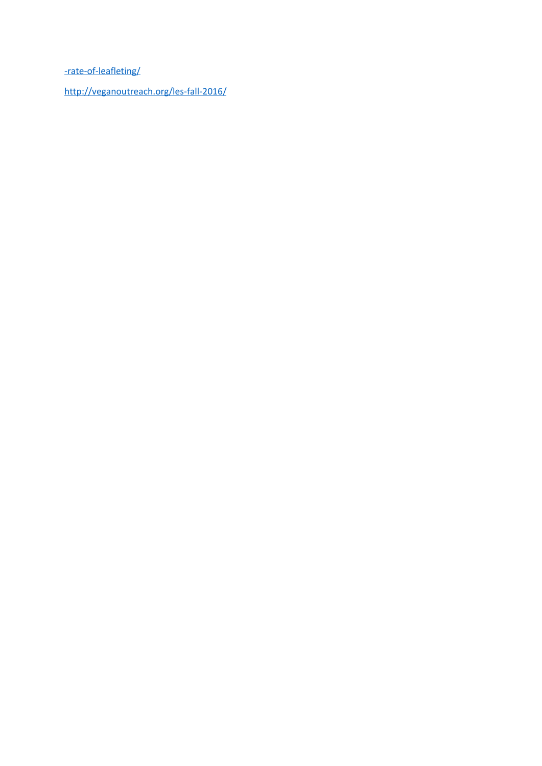-rate-of-leafleting/

http://veganoutreach.org/les-fall-2016/